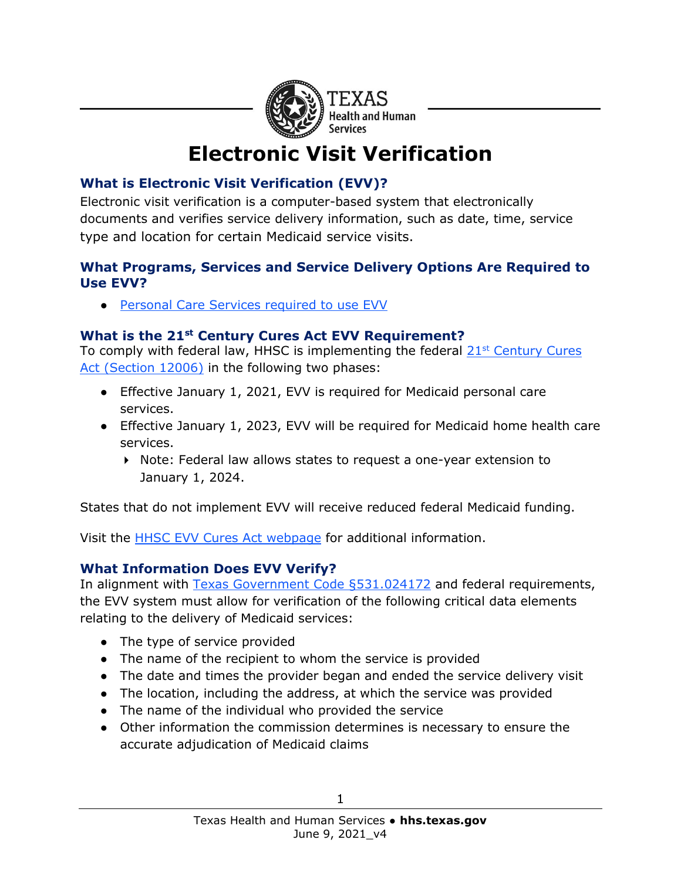# Electronic Visit Verification

### What is Electronic Visit Verification (EVV)?

Electronic visit verification is a computer-based system that electronically documents and verifies service delivery information, such as date, time, service type and location for certain Medicaid service visits.

### What Programs, Services and Service Delivery Options Are Required to Use EVV?

- Personal Care Services required to use EVV

### What is the 21st Century Cures Act EVV Requirement?

To comply with federal law, HHSC is implementing the federal 21st Century Cures Act (Section 12006) in the following two phases:

- Effective January 1, 2021, EVV is required for Medicaid personal care services.
- Effective January 1, 2023, EVV will be required for Medicaid home health care services.
  - Note: Federal law allows states to request a one-year extension to January 1, 2024.

States that do not implement EVV will receive reduced federal Medicaid funding.

Visit the HHSC EVV Cures Act webpage for additional information.

### What Information Does EVV Verify?

In alignment with Texas Government Code §531.024172 and federal requirements, the EVV system must allow for verification of the following critical data elements relating to the delivery of Medicaid services:

- The type of service provided
- The name of the recipient to whom the service is provided
- The date and times the provider began and ended the service delivery visit
- The location, including the address, at which the service was provided
- The name of the individual who provided the service
- Other information the commission determines is necessary to ensure the accurate adjudication of Medicaid claims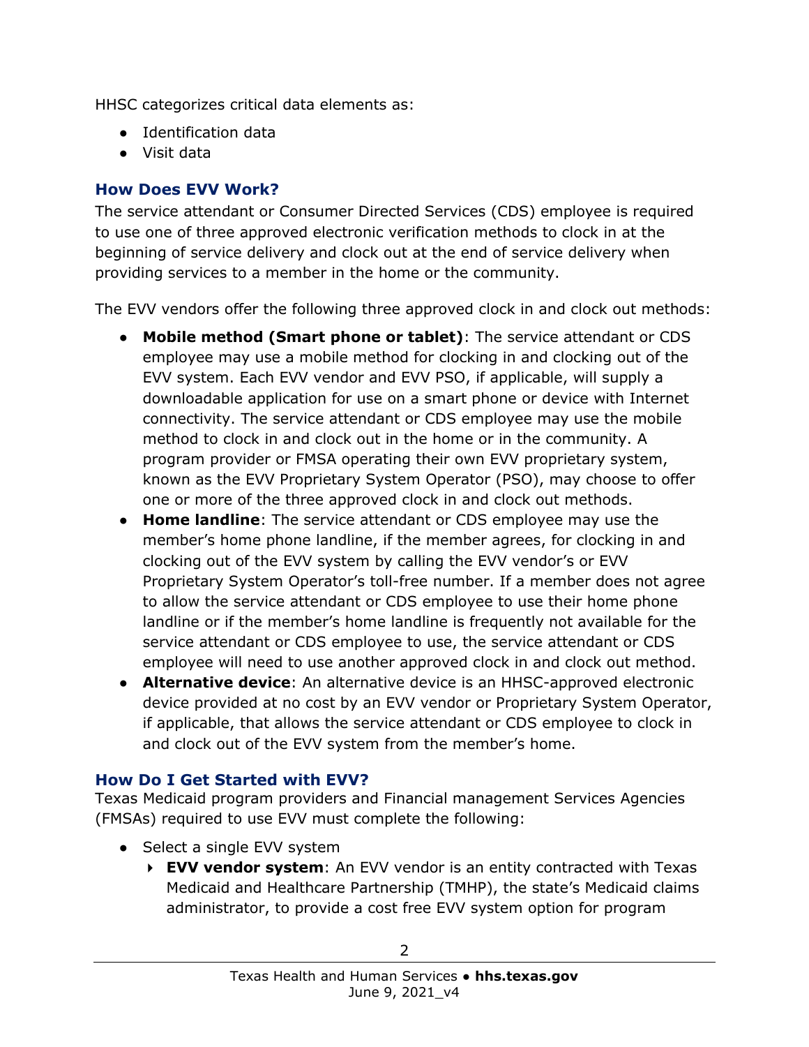HHSC categorizes critical data elements as:

- Identification data
- Visit data

### How Does EVV Work?

The service attendant or Consumer Directed Services (CDS) employee is required to use one of three approved electronic verification methods to clock in at the beginning of service delivery and clock out at the end of service delivery when providing services to a member in the home or the community.

The EVV vendors offer the following three approved clock in and clock out methods:

- **Mobile method (Smart phone or tablet)**: The service attendant or CDS employee may use a mobile method for clocking in and clocking out of the EVV system. Each EVV vendor and EVV PSO, if applicable, will supply a downloadable application for use on a smart phone or device with Internet connectivity. The service attendant or CDS employee may use the mobile method to clock in and clock out in the home or in the community. A program provider or FMSA operating their own EVV proprietary system, known as the EVV Proprietary System Operator (PSO), may choose to offer one or more of the three approved clock in and clock out methods.
- **Home landline**: The service attendant or CDS employee may use the member's home phone landline, if the member agrees, for clocking in and clocking out of the EVV system by calling the EVV vendor's or EVV Proprietary System Operator's toll-free number. If a member does not agree to allow the service attendant or CDS employee to use their home phone landline or if the member's home landline is frequently not available for the service attendant or CDS employee to use, the service attendant or CDS employee will need to use another approved clock in and clock out method.
- **Alternative device**: An alternative device is an HHSC-approved electronic device provided at no cost by an EVV vendor or Proprietary System Operator, if applicable, that allows the service attendant or CDS employee to clock in and clock out of the EVV system from the member's home.

### How Do I Get Started with EVV?

Texas Medicaid program providers and Financial management Services Agencies (FMSAs) required to use EVV must complete the following:

- Select a single EVV system
  - **EVV vendor system**: An EVV vendor is an entity contracted with Texas Medicaid and Healthcare Partnership (TMHP), the state's Medicaid claims administrator, to provide a cost free EVV system option for program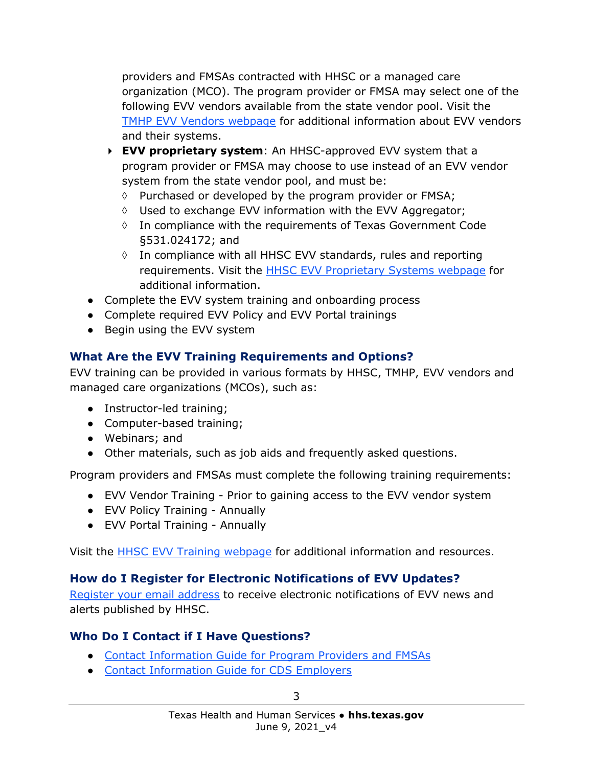providers and FMSAs contracted with HHSC or a managed care organization (MCO). The program provider or FMSA may select one of the following EVV vendors available from the state vendor pool. Visit the [TMHP EVV Vendors webpage] for additional information about EVV vendors and their systems.

- **EVV proprietary system**: An HHSC-approved EVV system that a program provider or FMSA may choose to use instead of an EVV vendor system from the state vendor pool, and must be:
  - Purchased or developed by the program provider or FMSA;
  - Used to exchange EVV information with the EVV Aggregator;
  - In compliance with the requirements of Texas Government Code §531.024172; and
  - In compliance with all HHSC EVV standards, rules and reporting requirements. Visit the [HHSC EVV Proprietary Systems webpage] for additional information.

- Complete the EVV system training and onboarding process
- Complete required EVV Policy and EVV Portal trainings
- Begin using the EVV system

### What Are the EVV Training Requirements and Options?

EVV training can be provided in various formats by HHSC, TMHP, EVV vendors and managed care organizations (MCOs), such as:

- Instructor-led training;
- Computer-based training;
- Webinars; and
- Other materials, such as job aids and frequently asked questions.

Program providers and FMSAs must complete the following training requirements:

- EVV Vendor Training - Prior to gaining access to the EVV vendor system
- EVV Policy Training - Annually
- EVV Portal Training - Annually

Visit the [HHSC EVV Training webpage] for additional information and resources.

### How do I Register for Electronic Notifications of EVV Updates?

[Register your email address] to receive electronic notifications of EVV news and alerts published by HHSC.

### Who Do I Contact if I Have Questions?

- [Contact Information Guide for Program Providers and FMSAs]
- [Contact Information Guide for CDS Employers]